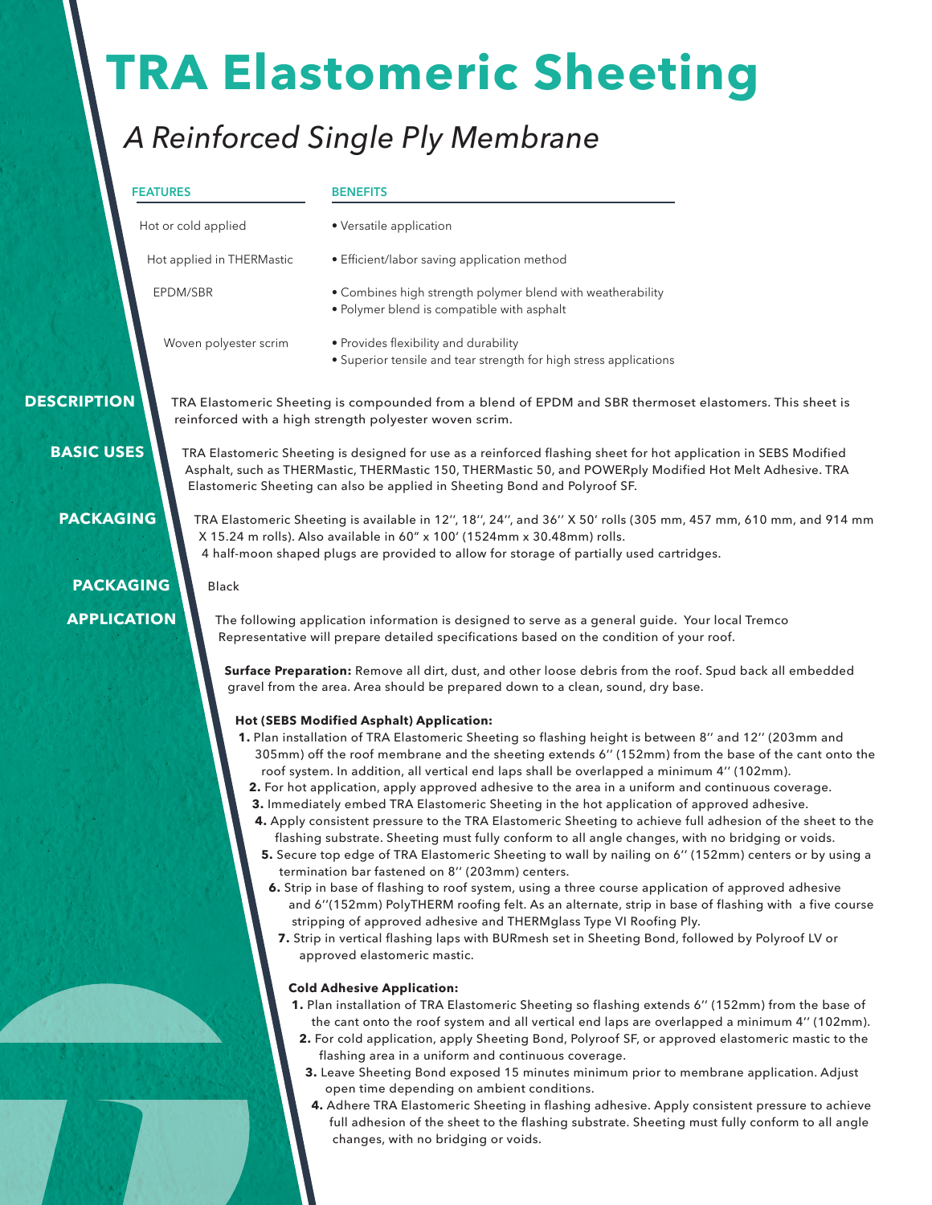# TRA Elastomeric Sheeting

## *A Reinforced Single Ply Membrane*

| FEATURES | BENEFITS |
| --- | --- |
| Hot or cold applied | • Versatile application |
| Hot applied in THERMastic | • Efficient/labor saving application method |
| EPDM/SBR | • Combines high strength polymer blend with weatherability<br>• Polymer blend is compatible with asphalt |
| Woven polyester scrim | • Provides flexibility and durability<br>• Superior tensile and tear strength for high stress applications |

## DESCRIPTION

TRA Elastomeric Sheeting is compounded from a blend of EPDM and SBR thermoset elastomers. This sheet is reinforced with a high strength polyester woven scrim.

## BASIC USES

TRA Elastomeric Sheeting is designed for use as a reinforced flashing sheet for hot application in SEBS Modified Asphalt, such as THERMastic, THERMastic 150, THERMastic 50, and POWERply Modified Hot Melt Adhesive. TRA Elastomeric Sheeting can also be applied in Sheeting Bond and Polyroof SF.

## PACKAGING

TRA Elastomeric Sheeting is available in 12'', 18'', 24'', and 36'' X 50' rolls (305 mm, 457 mm, 610 mm, and 914 mm X 15.24 m rolls). Also available in 60" x 100' (1524mm x 30.48mm) rolls.
4 half-moon shaped plugs are provided to allow for storage of partially used cartridges.

## PACKAGING

Black

## APPLICATION

The following application information is designed to serve as a general guide. Your local Tremco Representative will prepare detailed specifications based on the condition of your roof.

**Surface Preparation:** Remove all dirt, dust, and other loose debris from the roof. Spud back all embedded gravel from the area. Area should be prepared down to a clean, sound, dry base.

**Hot (SEBS Modified Asphalt) Application:**

1. Plan installation of TRA Elastomeric Sheeting so flashing height is between 8'' and 12'' (203mm and 305mm) off the roof membrane and the sheeting extends 6'' (152mm) from the base of the cant onto the roof system. In addition, all vertical end laps shall be overlapped a minimum 4'' (102mm).
2. For hot application, apply approved adhesive to the area in a uniform and continuous coverage.
3. Immediately embed TRA Elastomeric Sheeting in the hot application of approved adhesive.
4. Apply consistent pressure to the TRA Elastomeric Sheeting to achieve full adhesion of the sheet to the flashing substrate. Sheeting must fully conform to all angle changes, with no bridging or voids.
5. Secure top edge of TRA Elastomeric Sheeting to wall by nailing on 6'' (152mm) centers or by using a termination bar fastened on 8'' (203mm) centers.
6. Strip in base of flashing to roof system, using a three course application of approved adhesive and 6''(152mm) PolyTHERM roofing felt. As an alternate, strip in base of flashing with a five course stripping of approved adhesive and THERMglass Type VI Roofing Ply.
7. Strip in vertical flashing laps with BURmesh set in Sheeting Bond, followed by Polyroof LV or approved elastomeric mastic.

**Cold Adhesive Application:**

1. Plan installation of TRA Elastomeric Sheeting so flashing extends 6'' (152mm) from the base of the cant onto the roof system and all vertical end laps are overlapped a minimum 4'' (102mm).
2. For cold application, apply Sheeting Bond, Polyroof SF, or approved elastomeric mastic to the flashing area in a uniform and continuous coverage.
3. Leave Sheeting Bond exposed 15 minutes minimum prior to membrane application. Adjust open time depending on ambient conditions.
4. Adhere TRA Elastomeric Sheeting in flashing adhesive. Apply consistent pressure to achieve full adhesion of the sheet to the flashing substrate. Sheeting must fully conform to all angle changes, with no bridging or voids.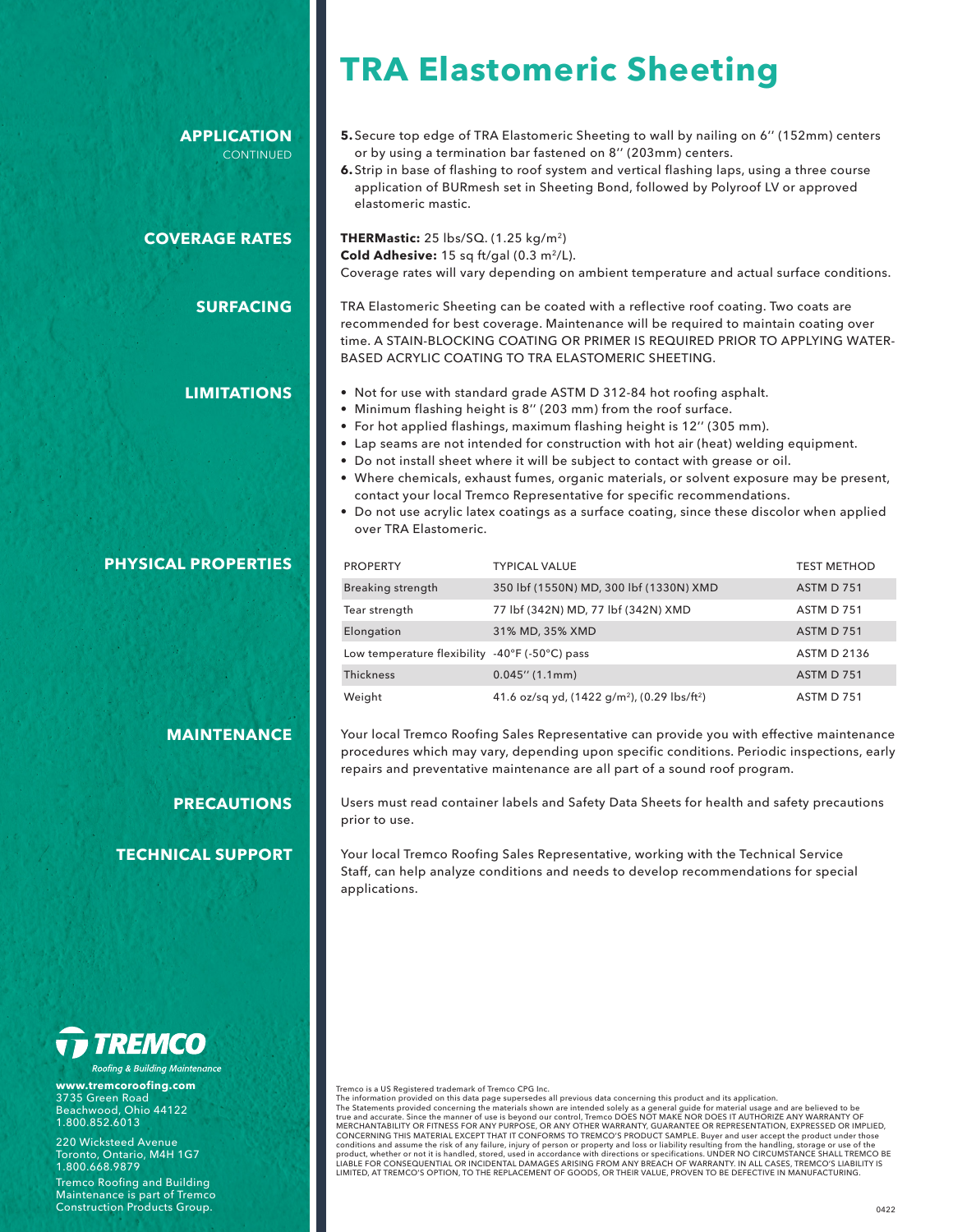# TRA Elastomeric Sheeting

## APPLICATION
CONTINUED

5. Secure top edge of TRA Elastomeric Sheeting to wall by nailing on 6'' (152mm) centers or by using a termination bar fastened on 8'' (203mm) centers.
6. Strip in base of flashing to roof system and vertical flashing laps, using a three course application of BURmesh set in Sheeting Bond, followed by Polyroof LV or approved elastomeric mastic.

## COVERAGE RATES

**THERMastic:** 25 lbs/SQ. (1.25 kg/m²)
**Cold Adhesive:** 15 sq ft/gal (0.3 m²/L).
Coverage rates will vary depending on ambient temperature and actual surface conditions.

## SURFACING

TRA Elastomeric Sheeting can be coated with a reflective roof coating. Two coats are recommended for best coverage. Maintenance will be required to maintain coating over time. A STAIN-BLOCKING COATING OR PRIMER IS REQUIRED PRIOR TO APPLYING WATER-BASED ACRYLIC COATING TO TRA ELASTOMERIC SHEETING.

## LIMITATIONS

- Not for use with standard grade ASTM D 312-84 hot roofing asphalt.
- Minimum flashing height is 8'' (203 mm) from the roof surface.
- For hot applied flashings, maximum flashing height is 12'' (305 mm).
- Lap seams are not intended for construction with hot air (heat) welding equipment.
- Do not install sheet where it will be subject to contact with grease or oil.
- Where chemicals, exhaust fumes, organic materials, or solvent exposure may be present, contact your local Tremco Representative for specific recommendations.
- Do not use acrylic latex coatings as a surface coating, since these discolor when applied over TRA Elastomeric.

## PHYSICAL PROPERTIES

| PROPERTY | TYPICAL VALUE | TEST METHOD |
|---|---|---|
| Breaking strength | 350 lbf (1550N) MD, 300 lbf (1330N) XMD | ASTM D 751 |
| Tear strength | 77 lbf (342N) MD, 77 lbf (342N) XMD | ASTM D 751 |
| Elongation | 31% MD, 35% XMD | ASTM D 751 |
| Low temperature flexibility | -40°F (-50°C) pass | ASTM D 2136 |
| Thickness | 0.045'' (1.1mm) | ASTM D 751 |
| Weight | 41.6 oz/sq yd, (1422 g/m²), (0.29 lbs/ft²) | ASTM D 751 |

## MAINTENANCE

Your local Tremco Roofing Sales Representative can provide you with effective maintenance procedures which may vary, depending upon specific conditions. Periodic inspections, early repairs and preventative maintenance are all part of a sound roof program.

## PRECAUTIONS

Users must read container labels and Safety Data Sheets for health and safety precautions prior to use.

## TECHNICAL SUPPORT

Your local Tremco Roofing Sales Representative, working with the Technical Service Staff, can help analyze conditions and needs to develop recommendations for special applications.

TREMCO
Roofing & Building Maintenance

**www.tremcoroofing.com**
3735 Green Road
Beachwood, Ohio 44122
1.800.852.6013

220 Wicksteed Avenue
Toronto, Ontario, M4H 1G7
1.800.668.9879

Tremco Roofing and Building Maintenance is part of Tremco Construction Products Group.

Tremco is a US Registered trademark of Tremco CPG Inc.
The information provided on this data page supersedes all previous data concerning this product and its application.
The Statements provided concerning the materials shown are intended solely as a general guide for material usage and are believed to be true and accurate. Since the manner of use is beyond our control, Tremco DOES NOT MAKE NOR DOES IT AUTHORIZE ANY WARRANTY OF MERCHANTABILITY OR FITNESS FOR ANY PURPOSE, OR ANY OTHER WARRANTY, GUARANTEE OR REPRESENTATION, EXPRESSED OR IMPLIED, CONCERNING THIS MATERIAL EXCEPT THAT IT CONFORMS TO TREMCO'S PRODUCT SAMPLE. Buyer and user accept the product under those conditions and assume the risk of any failure, injury of person or property and loss or liability resulting from the handling, storage or use of the product, whether or not it is handled, stored, used in accordance with directions or specifications. UNDER NO CIRCUMSTANCE SHALL TREMCO BE LIABLE FOR CONSEQUENTIAL OR INCIDENTAL DAMAGES ARISING FROM ANY BREACH OF WARRANTY. IN ALL CASES, TREMCO'S LIABILITY IS LIMITED, AT TREMCO'S OPTION, TO THE REPLACEMENT OF GOODS, OR THEIR VALUE, PROVEN TO BE DEFECTIVE IN MANUFACTURING.

0422